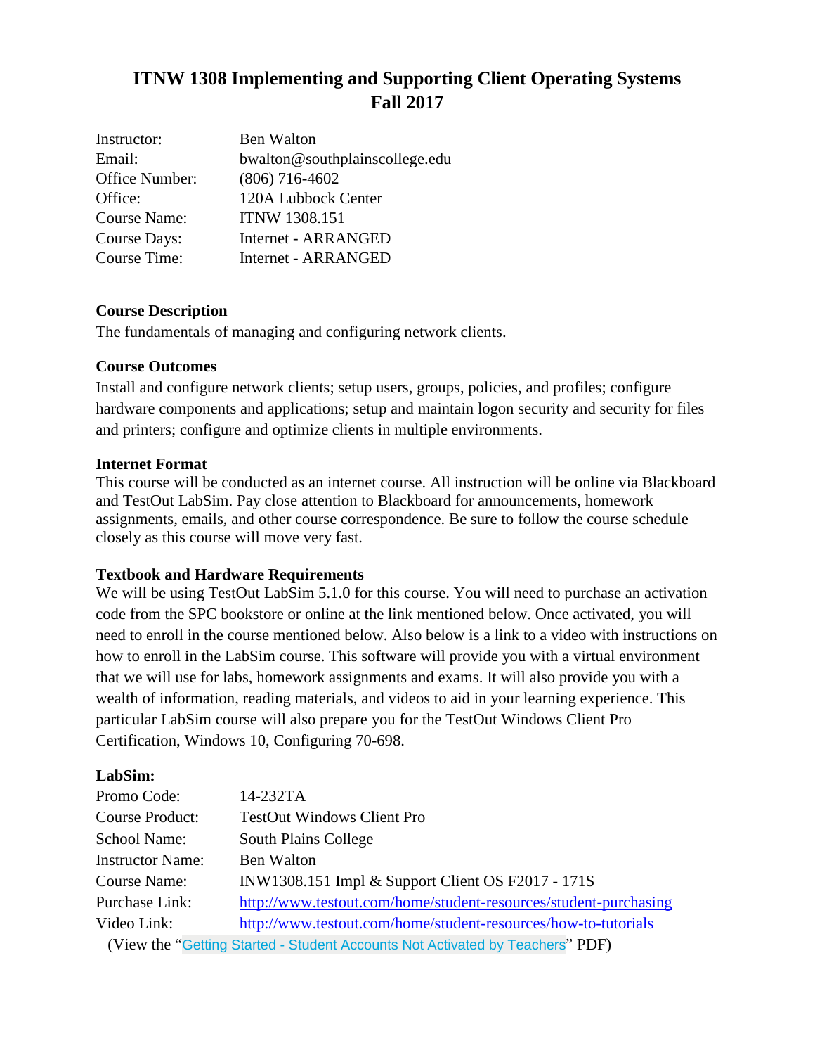# ITNW 1308 Implementing and Supporting Client Operating Systems Fall 2017

| | |
|---|---|
| Instructor: | Ben Walton |
| Email: | bwalton@southplainscollege.edu |
| Office Number: | (806) 716-4602 |
| Office: | 120A Lubbock Center |
| Course Name: | ITNW 1308.151 |
| Course Days: | Internet - ARRANGED |
| Course Time: | Internet - ARRANGED |

**Course Description**

The fundamentals of managing and configuring network clients.

**Course Outcomes**

Install and configure network clients; setup users, groups, policies, and profiles; configure hardware components and applications; setup and maintain logon security and security for files and printers; configure and optimize clients in multiple environments.

**Internet Format**

This course will be conducted as an internet course. All instruction will be online via Blackboard and TestOut LabSim. Pay close attention to Blackboard for announcements, homework assignments, emails, and other course correspondence. Be sure to follow the course schedule closely as this course will move very fast.

**Textbook and Hardware Requirements**

We will be using TestOut LabSim 5.1.0 for this course. You will need to purchase an activation code from the SPC bookstore or online at the link mentioned below. Once activated, you will need to enroll in the course mentioned below. Also below is a link to a video with instructions on how to enroll in the LabSim course. This software will provide you with a virtual environment that we will use for labs, homework assignments and exams. It will also provide you with a wealth of information, reading materials, and videos to aid in your learning experience. This particular LabSim course will also prepare you for the TestOut Windows Client Pro Certification, Windows 10, Configuring 70-698.

**LabSim:**

| | |
|---|---|
| Promo Code: | 14-232TA |
| Course Product: | TestOut Windows Client Pro |
| School Name: | South Plains College |
| Instructor Name: | Ben Walton |
| Course Name: | INW1308.151 Impl & Support Client OS F2017 - 171S |
| Purchase Link: | http://www.testout.com/home/student-resources/student-purchasing |
| Video Link: | http://www.testout.com/home/student-resources/how-to-tutorials |

(View the "Getting Started - Student Accounts Not Activated by Teachers" PDF)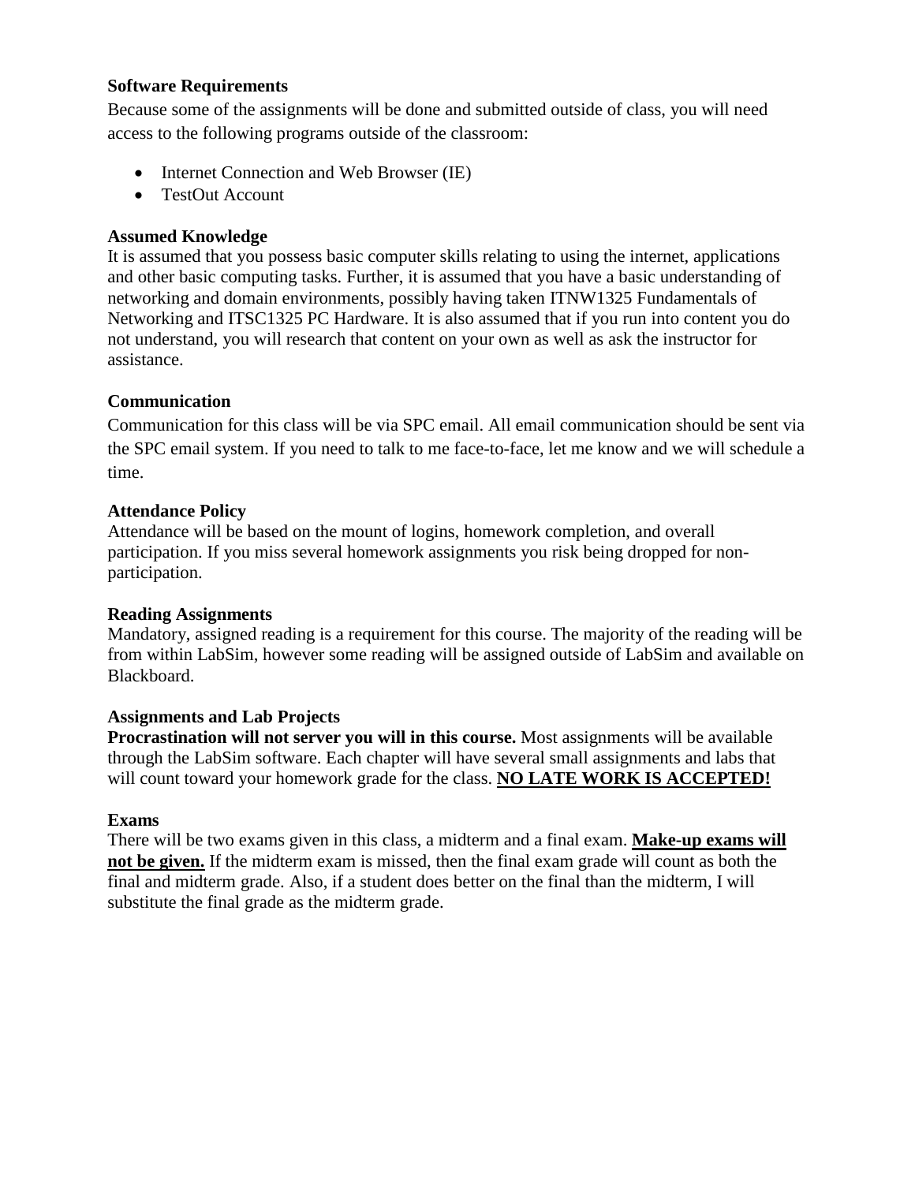**Software Requirements**

Because some of the assignments will be done and submitted outside of class, you will need access to the following programs outside of the classroom:

- Internet Connection and Web Browser (IE)
- TestOut Account

**Assumed Knowledge**

It is assumed that you possess basic computer skills relating to using the internet, applications and other basic computing tasks. Further, it is assumed that you have a basic understanding of networking and domain environments, possibly having taken ITNW1325 Fundamentals of Networking and ITSC1325 PC Hardware. It is also assumed that if you run into content you do not understand, you will research that content on your own as well as ask the instructor for assistance.

**Communication**

Communication for this class will be via SPC email. All email communication should be sent via the SPC email system. If you need to talk to me face-to-face, let me know and we will schedule a time.

**Attendance Policy**

Attendance will be based on the mount of logins, homework completion, and overall participation. If you miss several homework assignments you risk being dropped for non-participation.

**Reading Assignments**

Mandatory, assigned reading is a requirement for this course. The majority of the reading will be from within LabSim, however some reading will be assigned outside of LabSim and available on Blackboard.

**Assignments and Lab Projects**

**Procrastination will not server you will in this course.** Most assignments will be available through the LabSim software. Each chapter will have several small assignments and labs that will count toward your homework grade for the class. **NO LATE WORK IS ACCEPTED!**

**Exams**

There will be two exams given in this class, a midterm and a final exam. **Make-up exams will not be given.** If the midterm exam is missed, then the final exam grade will count as both the final and midterm grade. Also, if a student does better on the final than the midterm, I will substitute the final grade as the midterm grade.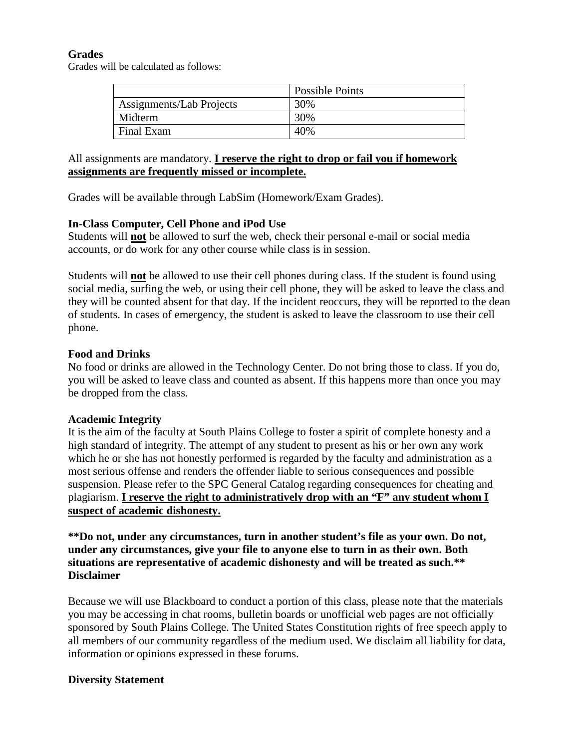**Grades**

Grades will be calculated as follows:

| | Possible Points |
|---|---|
| Assignments/Lab Projects | 30% |
| Midterm | 30% |
| Final Exam | 40% |

All assignments are mandatory. **I reserve the right to drop or fail you if homework assignments are frequently missed or incomplete.**

Grades will be available through LabSim (Homework/Exam Grades).

**In-Class Computer, Cell Phone and iPod Use**

Students will **not** be allowed to surf the web, check their personal e-mail or social media accounts, or do work for any other course while class is in session.

Students will **not** be allowed to use their cell phones during class. If the student is found using social media, surfing the web, or using their cell phone, they will be asked to leave the class and they will be counted absent for that day. If the incident reoccurs, they will be reported to the dean of students. In cases of emergency, the student is asked to leave the classroom to use their cell phone.

**Food and Drinks**

No food or drinks are allowed in the Technology Center. Do not bring those to class. If you do, you will be asked to leave class and counted as absent. If this happens more than once you may be dropped from the class.

**Academic Integrity**

It is the aim of the faculty at South Plains College to foster a spirit of complete honesty and a high standard of integrity. The attempt of any student to present as his or her own any work which he or she has not honestly performed is regarded by the faculty and administration as a most serious offense and renders the offender liable to serious consequences and possible suspension. Please refer to the SPC General Catalog regarding consequences for cheating and plagiarism. **I reserve the right to administratively drop with an "F" any student whom I suspect of academic dishonesty.**

**\*\*Do not, under any circumstances, turn in another student's file as your own. Do not, under any circumstances, give your file to anyone else to turn in as their own. Both situations are representative of academic dishonesty and will be treated as such.\*\***

**Disclaimer**

Because we will use Blackboard to conduct a portion of this class, please note that the materials you may be accessing in chat rooms, bulletin boards or unofficial web pages are not officially sponsored by South Plains College. The United States Constitution rights of free speech apply to all members of our community regardless of the medium used. We disclaim all liability for data, information or opinions expressed in these forums.

**Diversity Statement**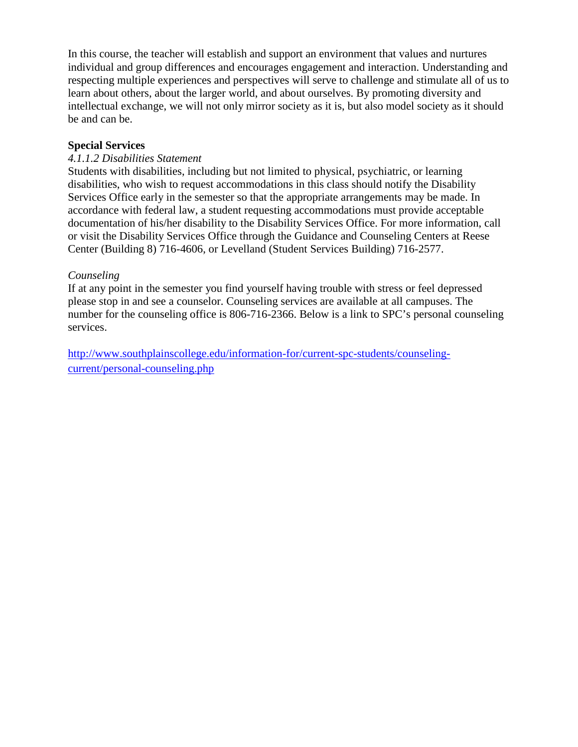In this course, the teacher will establish and support an environment that values and nurtures individual and group differences and encourages engagement and interaction. Understanding and respecting multiple experiences and perspectives will serve to challenge and stimulate all of us to learn about others, about the larger world, and about ourselves. By promoting diversity and intellectual exchange, we will not only mirror society as it is, but also model society as it should be and can be.

**Special Services**

*4.1.1.2 Disabilities Statement*

Students with disabilities, including but not limited to physical, psychiatric, or learning disabilities, who wish to request accommodations in this class should notify the Disability Services Office early in the semester so that the appropriate arrangements may be made. In accordance with federal law, a student requesting accommodations must provide acceptable documentation of his/her disability to the Disability Services Office. For more information, call or visit the Disability Services Office through the Guidance and Counseling Centers at Reese Center (Building 8) 716-4606, or Levelland (Student Services Building) 716-2577.

*Counseling*

If at any point in the semester you find yourself having trouble with stress or feel depressed please stop in and see a counselor. Counseling services are available at all campuses. The number for the counseling office is 806-716-2366. Below is a link to SPC's personal counseling services.

[http://www.southplainscollege.edu/information-for/current-spc-students/counseling-current/personal-counseling.php](http://www.southplainscollege.edu/information-for/current-spc-students/counseling-current/personal-counseling.php)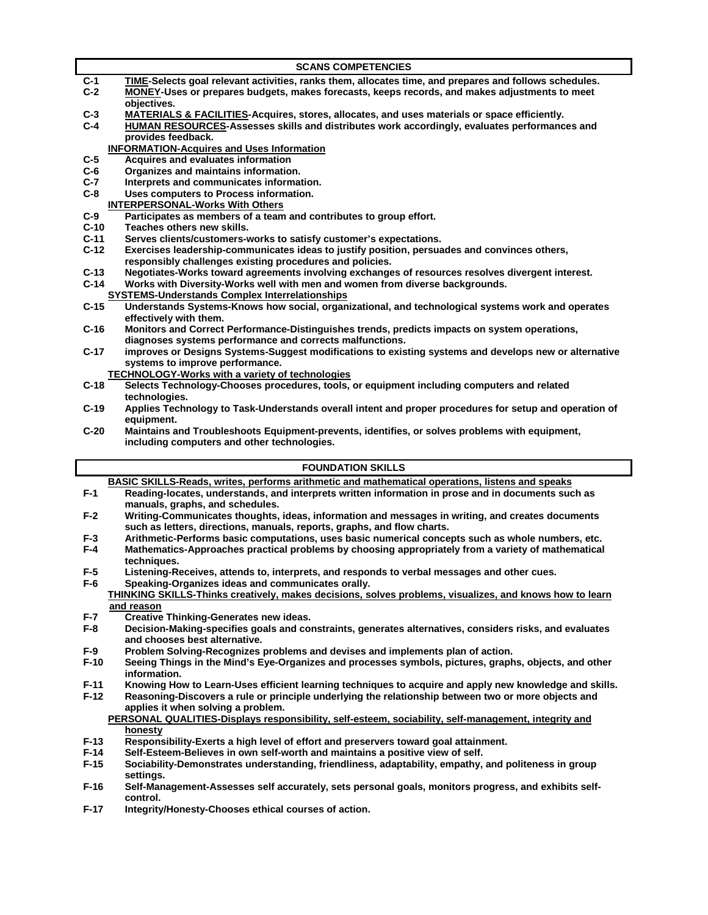## SCANS COMPETENCIES

- **C-1** **<u>TIME</u>-Selects goal relevant activities, ranks them, allocates time, and prepares and follows schedules.**
- **C-2** **<u>MONEY</u>-Uses or prepares budgets, makes forecasts, keeps records, and makes adjustments to meet objectives.**
- **C-3** **<u>MATERIALS & FACILITIES</u>-Acquires, stores, allocates, and uses materials or space efficiently.**
- **C-4** **<u>HUMAN RESOURCES</u>-Assesses skills and distributes work accordingly, evaluates performances and provides feedback.**

**<u>INFORMATION-Acquires and Uses Information</u>**

- **C-5** **Acquires and evaluates information**
- **C-6** **Organizes and maintains information.**
- **C-7** **Interprets and communicates information.**
- **C-8** **Uses computers to Process information.**

**<u>INTERPERSONAL-Works With Others</u>**

- **C-9** **Participates as members of a team and contributes to group effort.**
- **C-10** **Teaches others new skills.**
- **C-11** **Serves clients/customers-works to satisfy customer's expectations.**
- **C-12** **Exercises leadership-communicates ideas to justify position, persuades and convinces others, responsibly challenges existing procedures and policies.**
- **C-13** **Negotiates-Works toward agreements involving exchanges of resources resolves divergent interest.**
- **C-14** **Works with Diversity-Works well with men and women from diverse backgrounds.**

**<u>SYSTEMS-Understands Complex Interrelationships</u>**

- **C-15** **Understands Systems-Knows how social, organizational, and technological systems work and operates effectively with them.**
- **C-16** **Monitors and Correct Performance-Distinguishes trends, predicts impacts on system operations, diagnoses systems performance and corrects malfunctions.**
- **C-17** **improves or Designs Systems-Suggest modifications to existing systems and develops new or alternative systems to improve performance.**

**<u>TECHNOLOGY-Works with a variety of technologies</u>**

- **C-18** **Selects Technology-Chooses procedures, tools, or equipment including computers and related technologies.**
- **C-19** **Applies Technology to Task-Understands overall intent and proper procedures for setup and operation of equipment.**
- **C-20** **Maintains and Troubleshoots Equipment-prevents, identifies, or solves problems with equipment, including computers and other technologies.**

## FOUNDATION SKILLS

**<u>BASIC SKILLS-Reads, writes, performs arithmetic and mathematical operations, listens and speaks</u>**

- **F-1** **Reading-locates, understands, and interprets written information in prose and in documents such as manuals, graphs, and schedules.**
- **F-2** **Writing-Communicates thoughts, ideas, information and messages in writing, and creates documents such as letters, directions, manuals, reports, graphs, and flow charts.**
- **F-3** **Arithmetic-Performs basic computations, uses basic numerical concepts such as whole numbers, etc.**
- **F-4** **Mathematics-Approaches practical problems by choosing appropriately from a variety of mathematical techniques.**
- **F-5** **Listening-Receives, attends to, interprets, and responds to verbal messages and other cues.**
- **F-6** **Speaking-Organizes ideas and communicates orally.**

**<u>THINKING SKILLS-Thinks creatively, makes decisions, solves problems, visualizes, and knows how to learn and reason</u>**

- **F-7** **Creative Thinking-Generates new ideas.**
- **F-8** **Decision-Making-specifies goals and constraints, generates alternatives, considers risks, and evaluates and chooses best alternative.**
- **F-9** **Problem Solving-Recognizes problems and devises and implements plan of action.**
- **F-10** **Seeing Things in the Mind's Eye-Organizes and processes symbols, pictures, graphs, objects, and other information.**
- **F-11** **Knowing How to Learn-Uses efficient learning techniques to acquire and apply new knowledge and skills.**
- **F-12** **Reasoning-Discovers a rule or principle underlying the relationship between two or more objects and applies it when solving a problem.**

**<u>PERSONAL QUALITIES-Displays responsibility, self-esteem, sociability, self-management, integrity and honesty</u>**

- **F-13** **Responsibility-Exerts a high level of effort and preservers toward goal attainment.**
- **F-14** **Self-Esteem-Believes in own self-worth and maintains a positive view of self.**
- **F-15** **Sociability-Demonstrates understanding, friendliness, adaptability, empathy, and politeness in group settings.**
- **F-16** **Self-Management-Assesses self accurately, sets personal goals, monitors progress, and exhibits self-control.**
- **F-17** **Integrity/Honesty-Chooses ethical courses of action.**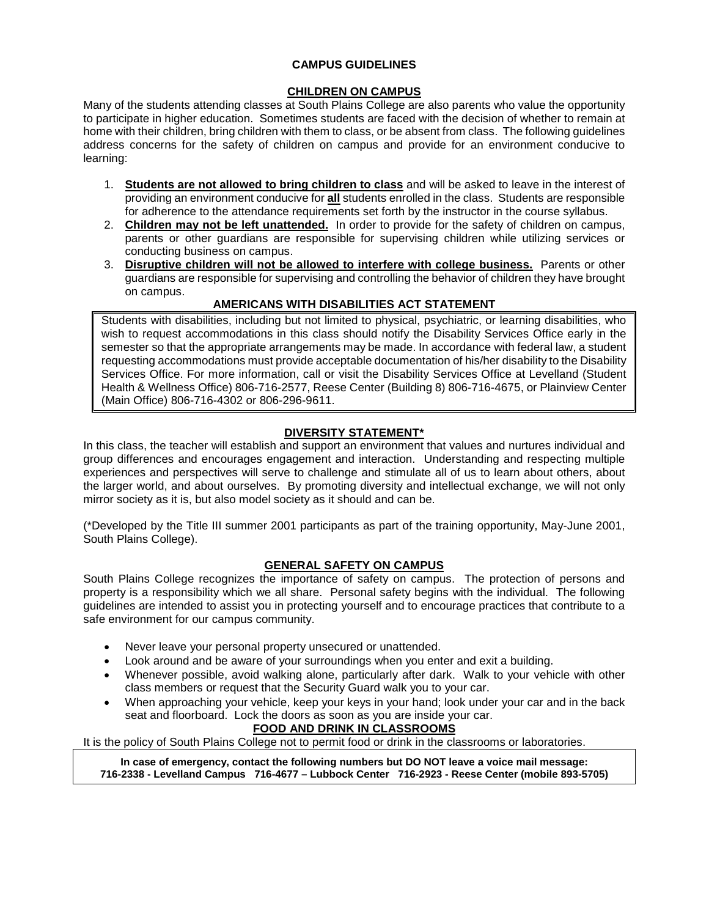# CAMPUS GUIDELINES

## CHILDREN ON CAMPUS

Many of the students attending classes at South Plains College are also parents who value the opportunity to participate in higher education. Sometimes students are faced with the decision of whether to remain at home with their children, bring children with them to class, or be absent from class. The following guidelines address concerns for the safety of children on campus and provide for an environment conducive to learning:

1. **Students are not allowed to bring children to class** and will be asked to leave in the interest of providing an environment conducive for **all** students enrolled in the class. Students are responsible for adherence to the attendance requirements set forth by the instructor in the course syllabus.
2. **Children may not be left unattended.** In order to provide for the safety of children on campus, parents or other guardians are responsible for supervising children while utilizing services or conducting business on campus.
3. **Disruptive children will not be allowed to interfere with college business.** Parents or other guardians are responsible for supervising and controlling the behavior of children they have brought on campus.

## AMERICANS WITH DISABILITIES ACT STATEMENT

Students with disabilities, including but not limited to physical, psychiatric, or learning disabilities, who wish to request accommodations in this class should notify the Disability Services Office early in the semester so that the appropriate arrangements may be made. In accordance with federal law, a student requesting accommodations must provide acceptable documentation of his/her disability to the Disability Services Office. For more information, call or visit the Disability Services Office at Levelland (Student Health & Wellness Office) 806-716-2577, Reese Center (Building 8) 806-716-4675, or Plainview Center (Main Office) 806-716-4302 or 806-296-9611.

## DIVERSITY STATEMENT*

In this class, the teacher will establish and support an environment that values and nurtures individual and group differences and encourages engagement and interaction. Understanding and respecting multiple experiences and perspectives will serve to challenge and stimulate all of us to learn about others, about the larger world, and about ourselves. By promoting diversity and intellectual exchange, we will not only mirror society as it is, but also model society as it should and can be.

(*Developed by the Title III summer 2001 participants as part of the training opportunity, May-June 2001, South Plains College).

## GENERAL SAFETY ON CAMPUS

South Plains College recognizes the importance of safety on campus. The protection of persons and property is a responsibility which we all share. Personal safety begins with the individual. The following guidelines are intended to assist you in protecting yourself and to encourage practices that contribute to a safe environment for our campus community.

- Never leave your personal property unsecured or unattended.
- Look around and be aware of your surroundings when you enter and exit a building.
- Whenever possible, avoid walking alone, particularly after dark. Walk to your vehicle with other class members or request that the Security Guard walk you to your car.
- When approaching your vehicle, keep your keys in your hand; look under your car and in the back seat and floorboard. Lock the doors as soon as you are inside your car.

## FOOD AND DRINK IN CLASSROOMS

It is the policy of South Plains College not to permit food or drink in the classrooms or laboratories.

**In case of emergency, contact the following numbers but DO NOT leave a voice mail message:**
**716-2338 - Levelland Campus 716-4677 – Lubbock Center 716-2923 - Reese Center (mobile 893-5705)**